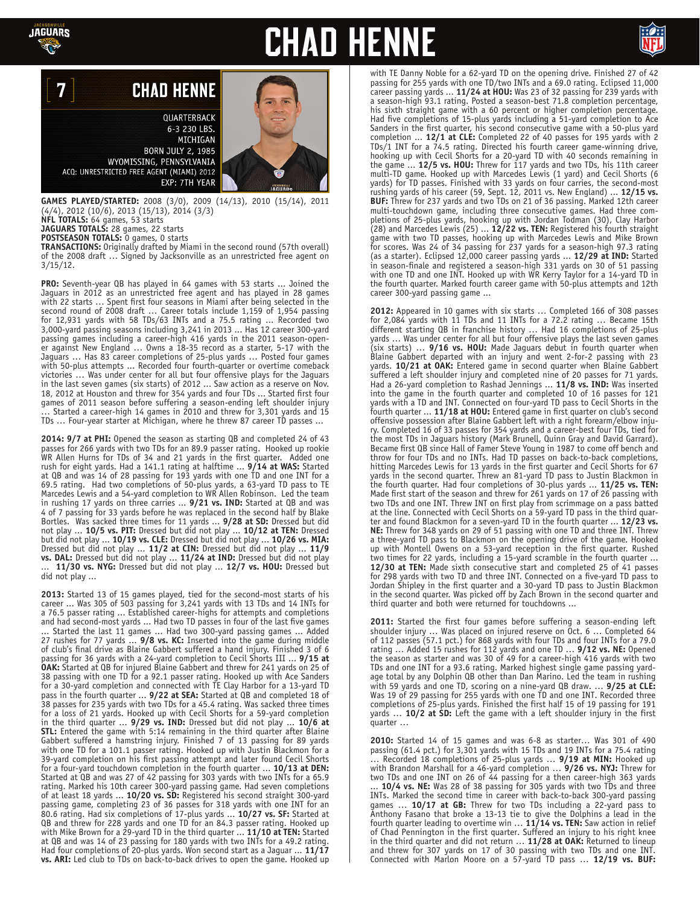# CHAD HENNE

## 7 CHAD HENNE

QUARTERBACK
6-3 230 LBS.
MICHIGAN
BORN JULY 2, 1985
WYOMISSING, PENNSYLVANIA
ACQ: UNRESTRICTED FREE AGENT (MIAMI) 2012
EXP: 7TH YEAR

**GAMES PLAYED/STARTED:** 2008 (3/0), 2009 (14/13), 2010 (15/14), 2011 (4/4), 2012 (10/6), 2013 (15/13), 2014 (3/3)
**NFL TOTALS:** 64 games, 53 starts
**JAGUARS TOTALS:** 28 games, 22 starts
**POSTSEASON TOTALS:** 0 games, 0 starts
**TRANSACTIONS:** Originally drafted by Miami in the second round (57th overall) of the 2008 draft … Signed by Jacksonville as an unrestricted free agent on 3/15/12.

**PRO:** Seventh-year QB has played in 64 games with 53 starts … Joined the Jaguars in 2012 as an unrestricted free agent and has played in 28 games with 22 starts … Spent first four seasons in Miami after being selected in the second round of 2008 draft … Career totals include 1,159 of 1,954 passing for 12,931 yards with 58 TDs/63 INTs and a 75.5 rating … Recorded two 3,000-yard passing seasons including 3,241 in 2013 … Has 12 career 300-yard passing games including a career-high 416 yards in the 2011 season-opener against New England … Owns a 18-35 record as a starter, 5-17 with the Jaguars … Has 83 career completions of 25-plus yards … Posted four games with 50-plus attempts … Recorded four fourth-quarter or overtime comeback victories … Was under center for all but four offensive plays for the Jaguars in the last seven games (six starts) of 2012 … Saw action as a reserve on Nov. 18, 2012 at Houston and threw for 354 yards and four TDs … Started first four games of 2011 season before suffering a season-ending left shoulder injury … Started a career-high 14 games in 2010 and threw for 3,301 yards and 15 TDs … Four-year starter at Michigan, where he threw 87 career TD passes …

**2014: 9/7 at PHI:** Opened the season as starting QB and completed 24 of 43 passes for 266 yards with two TDs for an 89.9 passer rating. Hooked up rookie WR Allen Hurns for TDs of 34 and 21 yards in the first quarter. Added one rush for eight yards. Had a 141.1 rating at halftime … **9/14 at WAS:** Started at QB and was 14 of 28 passing for 193 yards with one TD and one INT for a 69.5 rating. Had two completions of 50-plus yards, a 63-yard TD pass to TE Marcedes Lewis and a 54-yard completion to WR Allen Robinson. Led the team in rushing 17 yards on three carries … **9/21 vs. IND:** Started at QB and was 4 of 7 passing for 33 yards before he was replaced in the second half by Blake Bortles. Was sacked three times for 11 yards … **9/28 at SD:** Dressed but did not play … **10/5 vs. PIT:** Dressed but did not play … **10/12 at TEN:** Dressed but did not play … **10/19 vs. CLE:** Dressed but did not play … **10/26 vs. MIA:** Dressed but did not play … **11/2 at CIN:** Dressed but did not play … **11/9 vs. DAL:** Dressed but did not play … **11/24 at IND:** Dressed but did not play … **11/30 vs. NYG:** Dressed but did not play … **12/7 vs. HOU:** Dressed but did not play …

**2013:** Started 13 of 15 games played, tied for the second-most starts of his career … Was 305 of 503 passing for 3,241 yards with 13 TDs and 14 INTs for a 76.5 passer rating … Established career-highs for attempts and completions and had second-most yards … Had two TD passes in four of the last five games … Started the last 11 games … Had two 300-yard passing games … Added 27 rushes for 77 yards … **9/8 vs. KC:** Inserted into the game during middle of club's final drive as Blaine Gabbert suffered a hand injury. Finished 3 of 6 passing for 36 yards with a 24-yard completion to Cecil Shorts III … **9/15 at OAK:** Started at QB for injured Blaine Gabbert and threw for 241 yards on 25 of 38 passing with one TD for a 92.1 passer rating. Hooked up with Ace Sanders for a 30-yard completion and connected with TE Clay Harbor for a 13-yard TD pass in the fourth quarter … **9/22 at SEA:** Started at QB and completed 18 of 38 passes for 235 yards with two TDs for a 45.4 rating. Was sacked three times for a loss of 21 yards. Hooked up with Cecil Shorts for a 59-yard completion in the third quarter … **9/29 vs. IND:** Dressed but did not play … **10/6 at STL:** Entered the game with 5:14 remaining in the third quarter after Blaine Gabbert suffered a hamstring injury. Finished 7 of 13 passing for 89 yards with one TD for a 101.1 passer rating. Hooked up with Justin Blackmon for a 39-yard completion on his first passing attempt and later found Cecil Shorts for a four-yard touchdown completion in the fourth quarter … **10/13 at DEN:** Started at QB and was 27 of 42 passing for 303 yards with two INTs for a 65.9 rating. Marked his 10th career 300-yard passing game. Had seven completions of at least 18 yards … **10/20 vs. SD:** Registered his second straight 300-yard passing game, completing 23 of 36 passes for 318 yards with one INT for an 80.6 rating. Had six completions of 17-plus yards … **10/27 vs. SF:** Started at QB and threw for 228 yards and one TD for an 84.3 passer rating. Hooked up with Mike Brown for a 29-yard TD in the third quarter … **11/10 at TEN:** Started at QB and was 14 of 23 passing for 180 yards with two INTs for a 49.2 rating. Had four completions of 20-plus yards. Won second start as a Jaguar … **11/17 vs. ARI:** Led club to TDs on back-to-back drives to open the game. Hooked up with TE Danny Noble for a 62-yard TD on the opening drive. Finished 27 of 42 passing for 255 yards with one TD/two INTs and a 69.0 rating. Eclipsed 11,000 career passing yards … **11/24 at HOU:** Was 23 of 32 passing for 239 yards with a season-high 93.1 rating. Posted a season-best 71.8 completion percentage, his sixth straight game with a 60 percent or higher completion percentage. Had five completions of 15-plus yards including a 51-yard completion to Ace Sanders in the first quarter, his second consecutive game with a 50-plus yard completion … **12/1 at CLE:** Completed 22 of 40 passes for 195 yards with 2 TDs/1 INT for a 74.5 rating. Directed his fourth career game-winning drive, hooking up with Cecil Shorts for a 20-yard TD with 40 seconds remaining in the game … **12/5 vs. HOU:** Threw for 117 yards and two TDs, his 11th career multi-TD game. Hooked up with Marcedes Lewis (1 yard) and Cecil Shorts (6 yards) for TD passes. Finished with 33 yards on four carries, the second-most rushing yards of his career (59, Sept. 12, 2011 vs. New England) … **12/15 vs. BUF:** Threw for 237 yards and two TDs on 21 of 36 passing. Marked 12th career multi-touchdown game, including three consecutive games. Had three completions of 25-plus yards, hooking up with Jordan Todman (30), Clay Harbor (28) and Marcedes Lewis (25) … **12/22 vs. TEN:** Registered his fourth straight game with two TD passes, hooking up with Marcedes Lewis and Mike Brown for scores. Was 24 of 34 passing for 237 yards for a season-high 97.3 rating (as a starter). Eclipsed 12,000 career passing yards … **12/29 at IND:** Started in season-finale and registered a season-high 331 yards on 30 of 51 passing with one TD and one INT. Hooked up with WR Kerry Taylor for a 14-yard TD in the fourth quarter. Marked fourth career game with 50-plus attempts and 12th career 300-yard passing game …

**2012:** Appeared in 10 games with six starts … Completed 166 of 308 passes for 2,084 yards with 11 TDs and 11 INTs for a 72.2 rating … Became 15th different starting QB in franchise history … Had 16 completions of 25-plus yards … Was under center for all but four offensive plays the last seven games (six starts) … **9/16 vs. HOU:** Made Jaguars debut in fourth quarter when Blaine Gabbert departed with an injury and went 2-for-2 passing with 23 yards. **10/21 at OAK:** Entered game in second quarter when Blaine Gabbert suffered a left shoulder injury and completed nine of 20 passes for 71 yards. Had a 26-yard completion to Rashad Jennings … **11/8 vs. IND:** Was inserted into the game in the fourth quarter and completed 10 of 16 passes for 121 yards with a TD and INT. Connected on four-yard TD pass to Cecil Shorts in the fourth quarter … **11/18 at HOU:** Entered game in first quarter on club's second offensive possession after Blaine Gabbert left with a right forearm/elbow injury. Completed 16 of 33 passes for 354 yards and a career-best four TDs, tied for the most TDs in Jaguars history (Mark Brunell, Quinn Gray and David Garrard). Became first QB since Hall of Famer Steve Young in 1987 to come off bench and throw for four TDs and no INTs. Had TD passes on back-to-back completions, hitting Marcedes Lewis for 13 yards in the first quarter and Cecil Shorts for 67 yards in the second quarter. Threw an 81-yard TD pass to Justin Blackmon in the fourth quarter. Had four completions of 30-plus yards … **11/25 vs. TEN:** Made first start of the season and threw for 261 yards on 17 of 26 passing with two TDs and one INT. Threw INT on first play from scrimmage on a pass batted at the line. Connected with Cecil Shorts on a 59-yard TD pass in the third quarter and found Blackmon for a seven-yard TD in the fourth quarter … **12/23 vs. NE:** Threw for 348 yards on 29 of 51 passing with one TD and three INT. Threw a three-yard TD pass to Blackmon on the opening drive of the game. Hooked up with Montell Owens on a 53-yard reception in the first quarter. Rushed two times for 22 yards, including a 15-yard scramble in the fourth quarter … **12/30 at TEN:** Made sixth consecutive start and completed 25 of 41 passes for 298 yards with two TD and three INT. Connected on a five-yard TD pass to Jordan Shipley in the first quarter and a 30-yard TD pass to Justin Blackmon in the second quarter. Was picked off by Zach Brown in the second quarter and third quarter and both were returned for touchdowns …

**2011:** Started the first four games before suffering a season-ending left shoulder injury … Was placed on injured reserve on Oct. 6 … Completed 64 of 112 passes (57.1 pct.) for 868 yards with four TDs and four INTs for a 79.0 rating … Added 15 rushes for 112 yards and one TD … **9/12 vs. NE:** Opened the season as starter and was 30 of 49 for a career-high 416 yards with two TDs and one INT for a 93.6 rating. Marked highest single game passing yardage total by any Dolphin QB other than Dan Marino. Led the team in rushing with 59 yards and one TD, scoring on a nine-yard QB draw. … **9/25 at CLE:** Was 19 of 29 passing for 255 yards with one TD and one INT. Recorded three completions of 25-plus yards. Finished the first half 15 of 19 passing for 191 yards … **10/2 at SD:** Left the game with a left shoulder injury in the first quarter …

**2010:** Started 14 of 15 games and was 6-8 as starter… Was 301 of 490 passing (61.4 pct.) for 3,301 yards with 15 TDs and 19 INTs for a 75.4 rating … Recorded 18 completions of 25-plus yards … **9/19 at MIN:** Hooked up with Brandon Marshall for a 46-yard completion … **9/26 vs. NYJ:** Threw for two TDs and one INT on 26 of 44 passing for a then career-high 363 yards … **10/4 vs. NE:** Was 28 of 38 passing for 305 yards with two TDs and three INTs. Marked the second time in career with back-to-back 300-yard passing games … **10/17 at GB:** Threw for two TDs including a 22-yard pass to Anthony Fasano that broke a 13-13 tie to give the Dolphins a lead in the fourth quarter leading to overtime win … **11/14 vs. TEN:** Saw action in relief of Chad Pennington in the first quarter. Suffered an injury to his right knee in the third quarter and did not return … **11/28 at OAK:** Returned to lineup and threw for 307 yards on 17 of 30 passing with two TDs and one INT. Connected with Marlon Moore on a 57-yard TD pass … **12/19 vs. BUF:**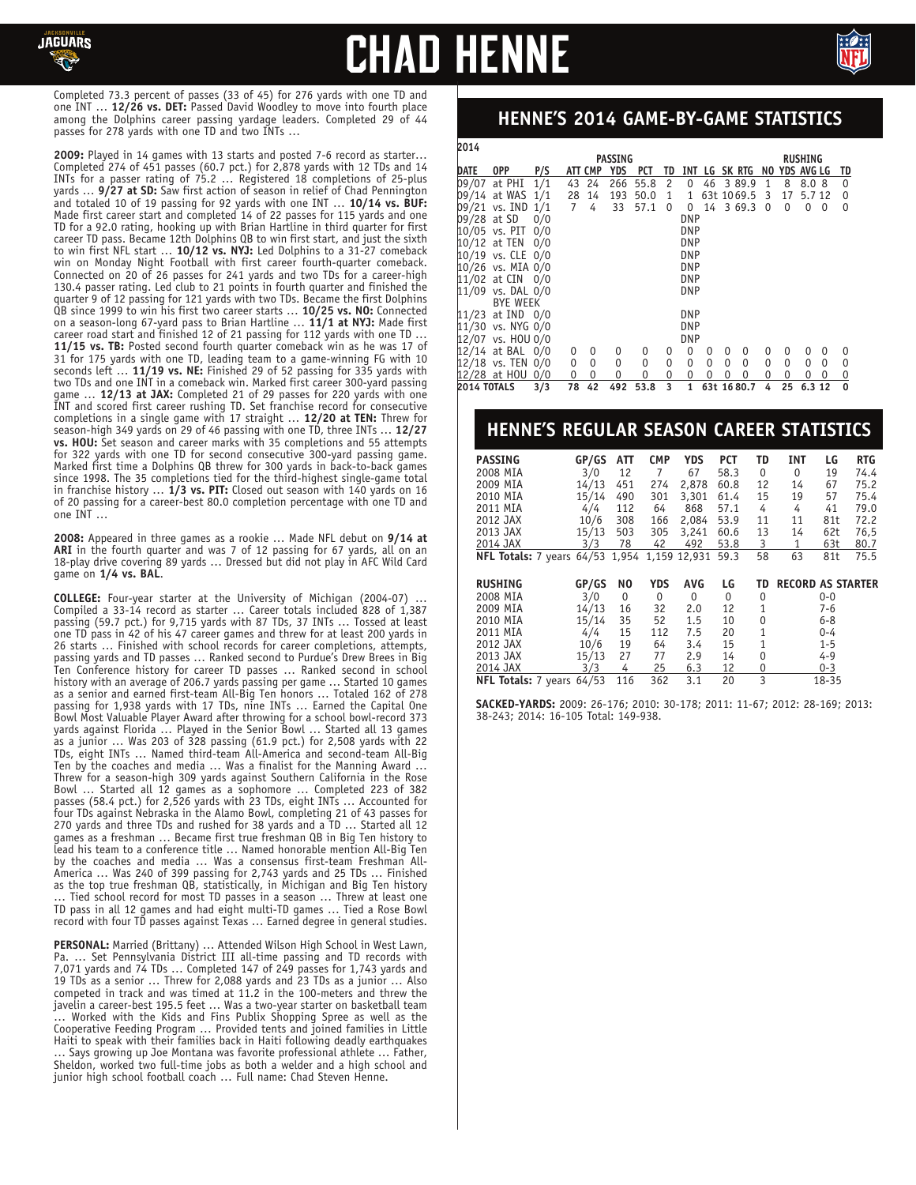# CHAD HENNE

Completed 73.3 percent of passes (33 of 45) for 276 yards with one TD and one INT … **12/26 vs. DET:** Passed David Woodley to move into fourth place among the Dolphins career passing yardage leaders. Completed 29 of 44 passes for 278 yards with one TD and two INTs …

**2009:** Played in 14 games with 13 starts and posted 7-6 record as starter… Completed 274 of 451 passes (60.7 pct.) for 2,878 yards with 12 TDs and 14 INTs for a passer rating of 75.2 … Registered 18 completions of 25-plus yards … **9/27 at SD:** Saw first action of season in relief of Chad Pennington and totaled 10 of 19 passing for 92 yards with one INT … **10/14 vs. BUF:** Made first career start and completed 14 of 22 passes for 115 yards and one TD for a 92.0 rating, hooking up with Brian Hartline in third quarter for first career TD pass. Became 12th Dolphins QB to win first start, and just the sixth to win first NFL start … **10/12 vs. NYJ:** Led Dolphins to a 31-27 comeback win on Monday Night Football with first career fourth-quarter comeback. Connected on 20 of 26 passes for 241 yards and two TDs for a career-high 130.4 passer rating. Led club to 21 points in fourth quarter and finished the quarter 9 of 12 passing for 121 yards with two TDs. Became the first Dolphins QB since 1999 to win his first two career starts … **10/25 vs. NO:** Connected on a season-long 67-yard pass to Brian Hartline … **11/1 at NYJ:** Made first career road start and finished 12 of 21 passing for 112 yards with one TD … **11/15 vs. TB:** Posted second fourth quarter comeback win as he was 17 of 31 for 175 yards with one TD, leading team to a game-winning FG with 10 seconds left … **11/19 vs. NE:** Finished 29 of 52 passing for 335 yards with two TDs and one INT in a comeback win. Marked first career 300-yard passing game … **12/13 at JAX:** Completed 21 of 29 passes for 220 yards with one INT and scored first career rushing TD. Set franchise record for consecutive completions in a single game with 17 straight … **12/20 at TEN:** Threw for season-high 349 yards on 29 of 46 passing with one TD, three INTs … **12/27 vs. HOU:** Set season and career marks with 35 completions and 55 attempts for 322 yards with one TD for second consecutive 300-yard passing game. Marked first time a Dolphins QB threw for 300 yards in back-to-back games since 1998. The 35 completions tied for the third-highest single-game total in franchise history … **1/3 vs. PIT:** Closed out season with 140 yards on 16 of 20 passing for a career-best 80.0 completion percentage with one TD and one INT …

**2008:** Appeared in three games as a rookie … Made NFL debut on **9/14 at ARI** in the fourth quarter and was 7 of 12 passing for 67 yards, all on an 18-play drive covering 89 yards … Dressed but did not play in AFC Wild Card game on **1/4 vs. BAL**.

**COLLEGE:** Four-year starter at the University of Michigan (2004-07) … Compiled a 33-14 record as starter … Career totals included 828 of 1,387 passing (59.7 pct.) for 9,715 yards with 87 TDs, 37 INTs … Tossed at least one TD pass in 42 of his 47 career games and threw for at least 200 yards in 26 starts … Finished with school records for career completions, attempts, passing yards and TD passes … Ranked second to Purdue's Drew Brees in Big Ten Conference history for career TD passes … Ranked second in school history with an average of 206.7 yards passing per game … Started 10 games as a senior and earned first-team All-Big Ten honors … Totaled 162 of 278 passing for 1,938 yards with 17 TDs, nine INTs … Earned the Capital One Bowl Most Valuable Player Award after throwing for a school bowl-record 373 yards against Florida … Played in the Senior Bowl … Started all 13 games as a junior … Was 203 of 328 passing (61.9 pct.) for 2,508 yards with 22 TDs, eight INTs … Named third-team All-America and second-team All-Big Ten by the coaches and media … Was a finalist for the Manning Award … Threw for a season-high 309 yards against Southern California in the Rose Bowl … Started all 12 games as a sophomore … Completed 223 of 382 passes (58.4 pct.) for 2,526 yards with 23 TDs, eight INTs … Accounted for four TDs against Nebraska in the Alamo Bowl, completing 21 of 43 passes for 270 yards and three TDs and rushed for 38 yards and a TD … Started all 12 games as a freshman … Became first true freshman QB in Big Ten history to lead his team to a conference title … Named honorable mention All-Big Ten by the coaches and media … Was a consensus first-team Freshman All-America … Was 240 of 399 passing for 2,743 yards and 25 TDs … Finished as the top true freshman QB, statistically, in Michigan and Big Ten history … Tied school record for most TD passes in a season … Threw at least one TD pass in all 12 games and had eight multi-TD games … Tied a Rose Bowl record with four TD passes against Texas … Earned degree in general studies.

**PERSONAL:** Married (Brittany) … Attended Wilson High School in West Lawn, Pa. … Set Pennsylvania District III all-time passing and TD records with 7,071 yards and 74 TDs … Completed 147 of 249 passes for 1,743 yards and 19 TDs as a senior … Threw for 2,088 yards and 23 TDs as a junior … Also competed in track and was timed at 11.2 in the 100-meters and threw the javelin a career-best 195.5 feet … Was a two-year starter on basketball team … Worked with the Kids and Fins Publix Shopping Spree as well as the Cooperative Feeding Program … Provided tents and joined families in Little Haiti to speak with their families back in Haiti following deadly earthquakes … Says growing up Joe Montana was favorite professional athlete … Father, Sheldon, worked two full-time jobs as both a welder and a high school and junior high school football coach … Full name: Chad Steven Henne.

## HENNE'S 2014 GAME-BY-GAME STATISTICS

2014

| | | | PASSING | | | | | | | | | | RUSHING | | | | |
|---|---|---|---|---|---|---|---|---|---|---|---|---|---|---|---|---|---|
| DATE | OPP | P/S | ATT | CMP | YDS | PCT | TD | INT | LG | SK | RTG | NO | YDS | AVG | LG | TD |
| 09/07 | at PHI | 1/1 | 43 | 24 | 266 | 55.8 | 2 | 0 | 46 | 3 | 89.9 | 1 | 8 | 8.0 | 8 | 0 |
| 09/14 | at WAS | 1/1 | 28 | 14 | 193 | 50.0 | 1 | 1 | 63t | 10 | 69.5 | 3 | 17 | 5.7 | 12 | 0 |
| 09/21 | vs. IND | 1/1 | 7 | 4 | 33 | 57.1 | 0 | 0 | 14 | 3 | 69.3 | 0 | 0 | 0 | 0 | 0 |
| 09/28 | at SD | 0/0 | | | | | | DNP | | | | | | | | |
| 10/05 | vs. PIT | 0/0 | | | | | | DNP | | | | | | | | |
| 10/12 | at TEN | 0/0 | | | | | | DNP | | | | | | | | |
| 10/19 | vs. CLE | 0/0 | | | | | | DNP | | | | | | | | |
| 10/26 | vs. MIA | 0/0 | | | | | | DNP | | | | | | | | |
| 11/02 | at CIN | 0/0 | | | | | | DNP | | | | | | | | |
| 11/09 | vs. DAL | 0/0 | | | | | | DNP | | | | | | | | |
| | BYE WEEK | | | | | | | | | | | | | | | |
| 11/23 | at IND | 0/0 | | | | | | DNP | | | | | | | | |
| 11/30 | vs. NYG | 0/0 | | | | | | DNP | | | | | | | | |
| 12/07 | vs. HOU | 0/0 | | | | | | DNP | | | | | | | | |
| 12/14 | at BAL | 0/0 | 0 | 0 | 0 | 0 | 0 | 0 | 0 | 0 | 0 | 0 | 0 | 0 | 0 | 0 |
| 12/18 | vs. TEN | 0/0 | 0 | 0 | 0 | 0 | 0 | 0 | 0 | 0 | 0 | 0 | 0 | 0 | 0 | 0 |
| 12/28 | at HOU | 0/0 | 0 | 0 | 0 | 0 | 0 | 0 | 0 | 0 | 0 | 0 | 0 | 0 | 0 | 0 |
| **2014 TOTALS** | | **3/3** | **78** | **42** | **492** | **53.8** | **3** | **1** | **63t** | **16** | **80.7** | **4** | **25** | **6.3** | **12** | **0** |

## HENNE'S REGULAR SEASON CAREER STATISTICS

| PASSING | GP/GS | ATT | CMP | YDS | PCT | TD | INT | LG | RTG |
|---|---|---|---|---|---|---|---|---|---|
| 2008 MIA | 3/0 | 12 | 7 | 67 | 58.3 | 0 | 0 | 19 | 74.4 |
| 2009 MIA | 14/13 | 451 | 274 | 2,878 | 60.8 | 12 | 14 | 67 | 75.2 |
| 2010 MIA | 15/14 | 490 | 301 | 3,301 | 61.4 | 15 | 19 | 57 | 75.4 |
| 2011 MIA | 4/4 | 112 | 64 | 868 | 57.1 | 4 | 4 | 41 | 79.0 |
| 2012 JAX | 10/6 | 308 | 166 | 2,084 | 53.9 | 11 | 11 | 81t | 72.2 |
| 2013 JAX | 15/13 | 503 | 305 | 3,241 | 60.6 | 13 | 14 | 62t | 76.5 |
| 2014 JAX | 3/3 | 78 | 42 | 492 | 53.8 | 3 | 1 | 63t | 80.7 |
| **NFL Totals:** 7 years | 64/53 | 1,954 | 1,159 | 12,931 | 59.3 | 58 | 63 | 81t | 75.5 |

| RUSHING | GP/GS | NO | YDS | AVG | LG | TD | RECORD AS STARTER |
|---|---|---|---|---|---|---|---|
| 2008 MIA | 3/0 | 0 | 0 | 0 | 0 | 0 | 0-0 |
| 2009 MIA | 14/13 | 16 | 32 | 2.0 | 12 | 1 | 7-6 |
| 2010 MIA | 15/14 | 35 | 52 | 1.5 | 10 | 0 | 6-8 |
| 2011 MIA | 4/4 | 15 | 112 | 7.5 | 20 | 1 | 0-4 |
| 2012 JAX | 10/6 | 19 | 64 | 3.4 | 15 | 1 | 1-5 |
| 2013 JAX | 15/13 | 27 | 77 | 2.9 | 14 | 0 | 4-9 |
| 2014 JAX | 3/3 | 4 | 25 | 6.3 | 12 | 0 | 0-3 |
| **NFL Totals:** 7 years | 64/53 | 116 | 362 | 3.1 | 20 | 3 | 18-35 |

**SACKED-YARDS:** 2009: 26-176; 2010: 30-178; 2011: 11-67; 2012: 28-169; 2013: 38-243; 2014: 16-105 Total: 149-938.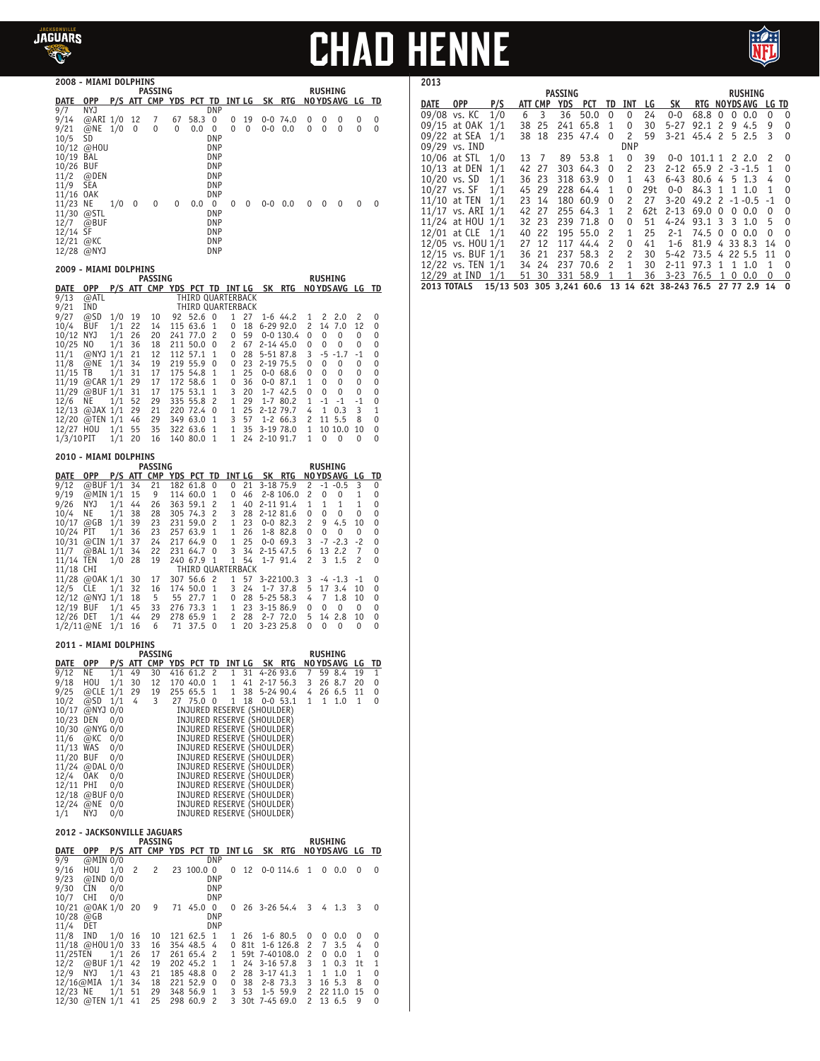# CHAD HENNE

## 2008 - MIAMI DOLPHINS

| DATE | OPP | P/S | PASSING ATT | CMP | YDS | PCT | TD | INT | LG | SK | RTG | RUSHING NO | YDS | AVG | LG | TD |
|---|---|---|---|---|---|---|---|---|---|---|---|---|---|---|---|---|
| 9/7 | NYJ | | | | | | DNP | | | | | | | | | |
| 9/14 | @ARI | 1/0 | 12 | 7 | 67 | 58.3 | 0 | 0 | 19 | 0-0 | 74.0 | 0 | 0 | 0 | 0 | 0 |
| 9/21 | @NE | 1/0 | 0 | 0 | 0 | 0.0 | 0 | 0 | 0 | 0-0 | 0.0 | 0 | 0 | 0 | 0 | 0 |
| 10/5 | SD | | | | | | DNP | | | | | | | | | |
| 10/12 | @HOU | | | | | | DNP | | | | | | | | | |
| 10/19 | BAL | | | | | | DNP | | | | | | | | | |
| 10/26 | BUF | | | | | | DNP | | | | | | | | | |
| 11/2 | @DEN | | | | | | DNP | | | | | | | | | |
| 11/9 | SEA | | | | | | DNP | | | | | | | | | |
| 11/16 | OAK | | | | | | DNP | | | | | | | | | |
| 11/23 | NE | 1/0 | 0 | 0 | 0 | 0.0 | 0 | 0 | 0 | 0-0 | 0.0 | 0 | 0 | 0 | 0 | 0 |
| 11/30 | @STL | | | | | | DNP | | | | | | | | | |
| 12/7 | @BUF | | | | | | DNP | | | | | | | | | |
| 12/14 | SF | | | | | | DNP | | | | | | | | | |
| 12/21 | @KC | | | | | | DNP | | | | | | | | | |
| 12/28 | @NYJ | | | | | | DNP | | | | | | | | | |

## 2009 - MIAMI DOLPHINS

| DATE | OPP | P/S | PASSING ATT | CMP | YDS | PCT | TD | INT | LG | SK | RTG | RUSHING NO | YDS | AVG | LG | TD |
|---|---|---|---|---|---|---|---|---|---|---|---|---|---|---|---|---|
| 9/13 | @ATL | | | | | THIRD QUARTERBACK | | | | | | | | | | |
| 9/21 | IND | | | | | THIRD QUARTERBACK | | | | | | | | | | |
| 9/27 | @SD | 1/0 | 19 | 10 | 92 | 52.6 | 0 | 1 | 27 | 1-6 | 44.2 | 1 | 2 | 2.0 | 2 | 0 |
| 10/4 | BUF | 1/1 | 22 | 14 | 115 | 63.6 | 1 | 0 | 18 | 6-29 | 92.0 | 2 | 14 | 7.0 | 12 | 0 |
| 10/12 | NYJ | 1/1 | 26 | 20 | 241 | 77.0 | 2 | 0 | 59 | 0-0 | 130.4 | 0 | 0 | 0 | 0 | 0 |
| 10/25 | NO | 1/1 | 36 | 18 | 211 | 50.0 | 0 | 2 | 67 | 2-14 | 45.0 | 0 | 0 | 0 | 0 | 0 |
| 11/1 | @NYJ | 1/1 | 21 | 12 | 112 | 57.1 | 1 | 0 | 28 | 5-51 | 87.8 | 3 | -5 | -1.7 | -1 | 0 |
| 11/8 | @NE | 1/1 | 34 | 19 | 219 | 55.9 | 0 | 0 | 23 | 2-19 | 75.5 | 0 | 0 | 0 | 0 | 0 |
| 11/15 | TB | 1/1 | 31 | 17 | 175 | 54.8 | 1 | 1 | 25 | 0-0 | 68.6 | 0 | 0 | 0 | 0 | 0 |
| 11/19 | @CAR | 1/1 | 29 | 17 | 172 | 58.6 | 1 | 0 | 36 | 0-0 | 87.1 | 1 | 0 | 0 | 0 | 0 |
| 11/29 | @BUF | 1/1 | 31 | 17 | 175 | 53.1 | 1 | 3 | 20 | 1-7 | 42.5 | 0 | 0 | 0 | 0 | 0 |
| 12/6 | NE | 1/1 | 52 | 29 | 335 | 55.8 | 2 | 1 | 29 | 1-7 | 80.2 | 1 | -1 | -1 | -1 | 0 |
| 12/13 | @JAX | 1/1 | 29 | 21 | 220 | 72.4 | 0 | 1 | 25 | 2-12 | 79.7 | 4 | 1 | 0.3 | 3 | 1 |
| 12/20 | @TEN | 1/1 | 46 | 29 | 349 | 63.0 | 1 | 3 | 57 | 1-2 | 66.3 | 2 | 11 | 5.5 | 8 | 0 |
| 12/27 | HOU | 1/1 | 55 | 35 | 322 | 63.6 | 1 | 1 | 35 | 3-19 | 78.0 | 1 | 10 | 10.0 | 10 | 0 |
| 1/3/10 | PIT | 1/1 | 20 | 16 | 140 | 80.0 | 1 | 1 | 24 | 2-10 | 91.7 | 1 | 0 | 0 | 0 | 0 |

## 2010 - MIAMI DOLPHINS

| DATE | OPP | P/S | PASSING ATT | CMP | YDS | PCT | TD | INT | LG | SK | RTG | RUSHING NO | YDS | AVG | LG | TD |
|---|---|---|---|---|---|---|---|---|---|---|---|---|---|---|---|---|
| 9/12 | @BUF | 1/1 | 34 | 21 | 182 | 61.8 | 0 | 0 | 21 | 3-18 | 75.9 | 2 | -1 | -0.5 | 3 | 0 |
| 9/19 | @MIN | 1/1 | 15 | 9 | 114 | 60.0 | 1 | 0 | 46 | 2-8 | 106.0 | 2 | 0 | 0 | 1 | 0 |
| 9/26 | NYJ | 1/1 | 44 | 26 | 363 | 59.1 | 2 | 1 | 40 | 2-11 | 91.4 | 1 | 1 | 1 | 1 | 0 |
| 10/4 | NE | 1/1 | 38 | 28 | 305 | 74.3 | 2 | 3 | 28 | 2-12 | 81.6 | 0 | 0 | 0 | 0 | 0 |
| 10/17 | @GB | 1/1 | 39 | 23 | 231 | 59.0 | 2 | 1 | 23 | 0-0 | 82.3 | 2 | 9 | 4.5 | 10 | 0 |
| 10/24 | PIT | 1/1 | 36 | 23 | 257 | 63.9 | 1 | 1 | 26 | 1-8 | 82.8 | 0 | 0 | 0 | 0 | 0 |
| 10/31 | @CIN | 1/1 | 37 | 24 | 217 | 64.9 | 0 | 1 | 25 | 0-0 | 69.3 | 3 | -7 | -2.3 | -2 | 0 |
| 11/7 | @BAL | 1/1 | 34 | 22 | 231 | 64.7 | 0 | 3 | 34 | 2-15 | 47.5 | 6 | 13 | 2.2 | 7 | 0 |
| 11/14 | TEN | 1/0 | 28 | 19 | 240 | 67.9 | 1 | 1 | 54 | 1-7 | 91.4 | 2 | 3 | 1.5 | 2 | 0 |
| 11/18 | CHI | | | | | THIRD QUARTERBACK | | | | | | | | | | |
| 11/28 | @OAK | 1/1 | 30 | 17 | 307 | 56.6 | 2 | 1 | 57 | 3-22 | 100.3 | 3 | -4 | -1.3 | -1 | 0 |
| 12/5 | CLE | 1/1 | 32 | 16 | 174 | 50.0 | 1 | 3 | 24 | 1-7 | 37.8 | 5 | 17 | 3.4 | 10 | 0 |
| 12/12 | @NYJ | 1/1 | 18 | 5 | 55 | 27.7 | 1 | 0 | 28 | 5-25 | 58.3 | 4 | 7 | 1.8 | 10 | 0 |
| 12/19 | BUF | 1/1 | 45 | 33 | 276 | 73.3 | 1 | 1 | 23 | 3-15 | 86.9 | 0 | 0 | 0 | 0 | 0 |
| 12/26 | DET | 1/1 | 44 | 29 | 278 | 65.9 | 1 | 2 | 28 | 2-7 | 72.0 | 5 | 14 | 2.8 | 10 | 0 |
| 1/2/11 | @NE | 1/1 | 16 | 6 | 71 | 37.5 | 0 | 1 | 20 | 3-23 | 25.8 | 0 | 0 | 0 | 0 | 0 |

## 2011 - MIAMI DOLPHINS

| DATE | OPP | P/S | PASSING ATT | CMP | YDS | PCT | TD | INT | LG | SK | RTG | RUSHING NO | YDS | AVG | LG | TD |
|---|---|---|---|---|---|---|---|---|---|---|---|---|---|---|---|---|
| 9/12 | NE | 1/1 | 49 | 30 | 416 | 61.2 | 2 | 1 | 31 | 4-26 | 93.6 | 7 | 59 | 8.4 | 19 | 1 |
| 9/18 | HOU | 1/1 | 30 | 12 | 170 | 40.0 | 1 | 1 | 41 | 2-17 | 56.3 | 3 | 26 | 8.7 | 20 | 0 |
| 9/25 | @CLE | 1/1 | 29 | 19 | 255 | 65.5 | 1 | 1 | 38 | 5-24 | 90.4 | 4 | 26 | 6.5 | 11 | 0 |
| 10/2 | @SD | 1/1 | 4 | 3 | 27 | 75.0 | 0 | 1 | 18 | 0-0 | 53.1 | 1 | 1 | 1.0 | 1 | 0 |
| 10/17 | @NYJ | 0/0 | | | INJURED RESERVE (SHOULDER) | | | | | | | | | | | |
| 10/23 | DEN | 0/0 | | | INJURED RESERVE (SHOULDER) | | | | | | | | | | | |
| 10/30 | @NYG | 0/0 | | | INJURED RESERVE (SHOULDER) | | | | | | | | | | | |
| 11/6 | @KC | 0/0 | | | INJURED RESERVE (SHOULDER) | | | | | | | | | | | |
| 11/13 | WAS | 0/0 | | | INJURED RESERVE (SHOULDER) | | | | | | | | | | | |
| 11/20 | BUF | 0/0 | | | INJURED RESERVE (SHOULDER) | | | | | | | | | | | |
| 11/24 | @DAL | 0/0 | | | INJURED RESERVE (SHOULDER) | | | | | | | | | | | |
| 12/4 | OAK | 0/0 | | | INJURED RESERVE (SHOULDER) | | | | | | | | | | | |
| 12/11 | PHI | 0/0 | | | INJURED RESERVE (SHOULDER) | | | | | | | | | | | |
| 12/18 | @BUF | 0/0 | | | INJURED RESERVE (SHOULDER) | | | | | | | | | | | |
| 12/24 | @NE | 0/0 | | | INJURED RESERVE (SHOULDER) | | | | | | | | | | | |
| 1/1 | NYJ | 0/0 | | | INJURED RESERVE (SHOULDER) | | | | | | | | | | | |

## 2012 - JACKSONVILLE JAGUARS

| DATE | OPP | P/S | PASSING ATT | CMP | YDS | PCT | TD | INT | LG | SK | RTG | RUSHING NO | YDS | AVG | LG | TD |
|---|---|---|---|---|---|---|---|---|---|---|---|---|---|---|---|---|
| 9/9 | @MIN | 0/0 | | | | | DNP | | | | | | | | | |
| 9/16 | HOU | 1/0 | 2 | 2 | 23 | 100.0 | 0 | 0 | 12 | 0-0 | 114.6 | 1 | 0 | 0.0 | 0 | 0 |
| 9/23 | @IND | 0/0 | | | | | DNP | | | | | | | | | |
| 9/30 | CIN | 0/0 | | | | | DNP | | | | | | | | | |
| 10/7 | CHI | 0/0 | | | | | DNP | | | | | | | | | |
| 10/21 | @OAK | 1/0 | 20 | 9 | 71 | 45.0 | 0 | 0 | 26 | 3-26 | 54.4 | 3 | 4 | 1.3 | 3 | 0 |
| 10/28 | @GB | | | | | | DNP | | | | | | | | | |
| 11/4 | DET | | | | | | DNP | | | | | | | | | |
| 11/8 | IND | 1/0 | 16 | 10 | 121 | 62.5 | 1 | 1 | 26 | 1-6 | 80.5 | 0 | 0 | 0.0 | 0 | 0 |
| 11/18 | @HOU | 1/0 | 33 | 16 | 354 | 48.5 | 4 | 0 | 81t | 1-6 | 126.8 | 2 | 7 | 3.5 | 4 | 0 |
| 11/25 | TEN | 1/1 | 26 | 17 | 261 | 65.4 | 2 | 1 | 59t | 7-40 | 108.0 | 2 | 0 | 0.0 | 1 | 0 |
| 12/2 | @BUF | 1/1 | 42 | 19 | 202 | 45.2 | 1 | 1 | 24 | 3-16 | 57.8 | 3 | 1 | 0.3 | 1t | 1 |
| 12/9 | NYJ | 1/1 | 43 | 21 | 185 | 48.8 | 0 | 2 | 28 | 3-17 | 41.3 | 1 | 1 | 1.0 | 1 | 0 |
| 12/16 | @MIA | 1/1 | 34 | 18 | 221 | 52.9 | 0 | 0 | 38 | 2-8 | 73.3 | 3 | 16 | 5.3 | 8 | 0 |
| 12/23 | NE | 1/1 | 51 | 29 | 348 | 56.9 | 1 | 3 | 53 | 1-5 | 59.9 | 2 | 22 | 11.0 | 15 | 0 |
| 12/30 | @TEN | 1/1 | 41 | 25 | 298 | 60.9 | 2 | 3 | 30t | 7-45 | 69.0 | 2 | 13 | 6.5 | 9 | 0 |

## 2013

| DATE | OPP | P/S | PASSING ATT | CMP | YDS | PCT | TD | INT | LG | SK | RTG | RUSHING NO | YDS | AVG | LG | TD |
|---|---|---|---|---|---|---|---|---|---|---|---|---|---|---|---|---|
| 09/08 | vs. KC | 1/0 | 6 | 3 | 36 | 50.0 | 0 | 0 | 24 | 0-0 | 68.8 | 0 | 0 | 0.0 | 0 | 0 |
| 09/15 | at OAK | 1/1 | 38 | 25 | 241 | 65.8 | 1 | 0 | 30 | 5-27 | 92.1 | 2 | 9 | 4.5 | 9 | 0 |
| 09/22 | at SEA | 1/1 | 38 | 18 | 235 | 47.4 | 0 | 2 | 59 | 3-21 | 45.4 | 2 | 5 | 2.5 | 3 | 0 |
| 09/29 | vs. IND | | | | | | | DNP | | | | | | | | |
| 10/06 | at STL | 1/0 | 13 | 7 | 89 | 53.8 | 1 | 0 | 39 | 0-0 | 101.1 | 1 | 2 | 2.0 | 2 | 0 |
| 10/13 | at DEN | 1/1 | 42 | 27 | 303 | 64.3 | 0 | 2 | 23 | 2-12 | 65.9 | 2 | -3 | -1.5 | 1 | 0 |
| 10/20 | vs. SD | 1/1 | 36 | 23 | 318 | 63.9 | 0 | 1 | 43 | 6-43 | 80.6 | 4 | 5 | 1.3 | 4 | 0 |
| 10/27 | vs. SF | 1/1 | 45 | 29 | 228 | 64.4 | 1 | 0 | 29t | 0-0 | 84.3 | 1 | 1 | 1.0 | 1 | 0 |
| 11/10 | at TEN | 1/1 | 23 | 14 | 180 | 60.9 | 0 | 2 | 27 | 3-20 | 49.2 | 2 | -1 | -0.5 | -1 | 0 |
| 11/17 | vs. ARI | 1/1 | 42 | 27 | 255 | 64.3 | 1 | 2 | 62t | 2-13 | 69.0 | 0 | 0 | 0.0 | 0 | 0 |
| 11/24 | at HOU | 1/1 | 32 | 23 | 239 | 71.8 | 0 | 0 | 51 | 4-24 | 93.1 | 3 | 3 | 1.0 | 5 | 0 |
| 12/01 | at CLE | 1/1 | 40 | 22 | 195 | 55.0 | 2 | 1 | 25 | 2-1 | 74.5 | 0 | 0 | 0.0 | 0 | 0 |
| 12/05 | vs. HOU | 1/1 | 27 | 12 | 117 | 44.4 | 2 | 0 | 41 | 1-6 | 81.9 | 4 | 33 | 8.3 | 14 | 0 |
| 12/15 | vs. BUF | 1/1 | 36 | 21 | 237 | 58.3 | 2 | 2 | 30 | 5-42 | 73.5 | 4 | 22 | 5.5 | 11 | 0 |
| 12/22 | vs. TEN | 1/1 | 34 | 24 | 237 | 70.6 | 2 | 1 | 30 | 2-11 | 97.3 | 1 | 1 | 1.0 | 1 | 0 |
| 12/29 | at IND | 1/1 | 51 | 30 | 331 | 58.9 | 1 | 1 | 36 | 3-23 | 76.5 | 1 | 0 | 0.0 | 0 | 0 |
| **2013 TOTALS** | | **15/13** | **503** | **305** | **3,241** | **60.6** | **13** | **14** | **62t** | **38-243** | **76.5** | **27** | **77** | **2.9** | **14** | **0** |